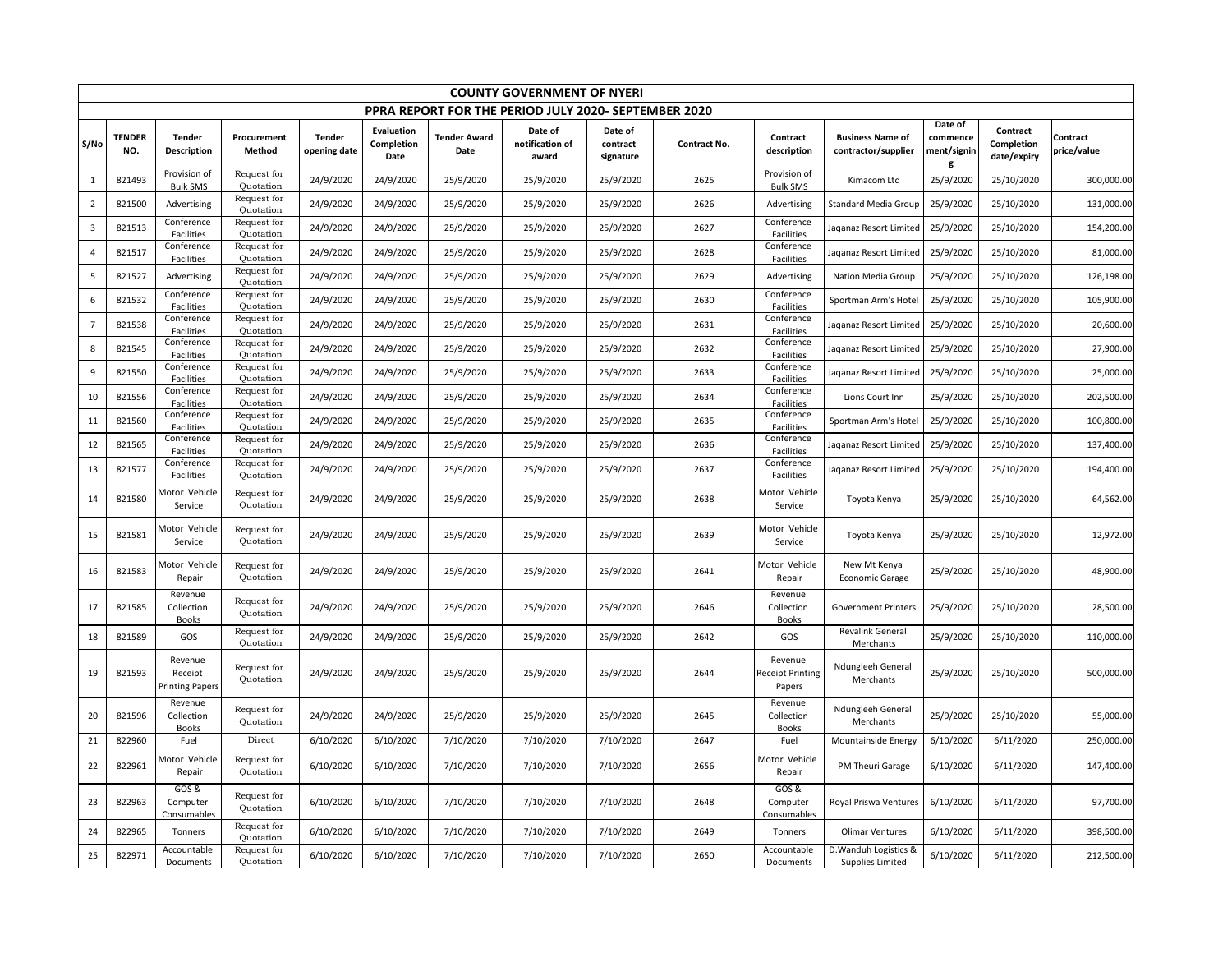# COUNTY GOVERNMENT OF NYERI

## PPRA REPORT FOR THE PERIOD JULY 2020- SEPTEMBER 2020

| S/No | TENDER NO. | Tender Description | Procurement Method | Tender opening date | Evaluation Completion Date | Tender Award Date | Date of notification of award | Date of contract signature | Contract No. | Contract description | Business Name of contractor/supplier | Date of commencement/signing | Contract Completion date/expiry | Contract price/value |
|---|---|---|---|---|---|---|---|---|---|---|---|---|---|---|
| 1 | 821493 | Provision of Bulk SMS | Request for Quotation | 24/9/2020 | 24/9/2020 | 25/9/2020 | 25/9/2020 | 25/9/2020 | 2625 | Provision of Bulk SMS | Kimacom Ltd | 25/9/2020 | 25/10/2020 | 300,000.00 |
| 2 | 821500 | Advertising | Request for Quotation | 24/9/2020 | 24/9/2020 | 25/9/2020 | 25/9/2020 | 25/9/2020 | 2626 | Advertising | Standard Media Group | 25/9/2020 | 25/10/2020 | 131,000.00 |
| 3 | 821513 | Conference Facilities | Request for Quotation | 24/9/2020 | 24/9/2020 | 25/9/2020 | 25/9/2020 | 25/9/2020 | 2627 | Conference Facilities | Jaqanaz Resort Limited | 25/9/2020 | 25/10/2020 | 154,200.00 |
| 4 | 821517 | Conference Facilities | Request for Quotation | 24/9/2020 | 24/9/2020 | 25/9/2020 | 25/9/2020 | 25/9/2020 | 2628 | Conference Facilities | Jaqanaz Resort Limited | 25/9/2020 | 25/10/2020 | 81,000.00 |
| 5 | 821527 | Advertising | Request for Quotation | 24/9/2020 | 24/9/2020 | 25/9/2020 | 25/9/2020 | 25/9/2020 | 2629 | Advertising | Nation Media Group | 25/9/2020 | 25/10/2020 | 126,198.00 |
| 6 | 821532 | Conference Facilities | Request for Quotation | 24/9/2020 | 24/9/2020 | 25/9/2020 | 25/9/2020 | 25/9/2020 | 2630 | Conference Facilities | Sportman Arm's Hotel | 25/9/2020 | 25/10/2020 | 105,900.00 |
| 7 | 821538 | Conference Facilities | Request for Quotation | 24/9/2020 | 24/9/2020 | 25/9/2020 | 25/9/2020 | 25/9/2020 | 2631 | Conference Facilities | Jaqanaz Resort Limited | 25/9/2020 | 25/10/2020 | 20,600.00 |
| 8 | 821545 | Conference Facilities | Request for Quotation | 24/9/2020 | 24/9/2020 | 25/9/2020 | 25/9/2020 | 25/9/2020 | 2632 | Conference Facilities | Jaqanaz Resort Limited | 25/9/2020 | 25/10/2020 | 27,900.00 |
| 9 | 821550 | Conference Facilities | Request for Quotation | 24/9/2020 | 24/9/2020 | 25/9/2020 | 25/9/2020 | 25/9/2020 | 2633 | Conference Facilities | Jaqanaz Resort Limited | 25/9/2020 | 25/10/2020 | 25,000.00 |
| 10 | 821556 | Conference Facilities | Request for Quotation | 24/9/2020 | 24/9/2020 | 25/9/2020 | 25/9/2020 | 25/9/2020 | 2634 | Conference Facilities | Lions Court Inn | 25/9/2020 | 25/10/2020 | 202,500.00 |
| 11 | 821560 | Conference Facilities | Request for Quotation | 24/9/2020 | 24/9/2020 | 25/9/2020 | 25/9/2020 | 25/9/2020 | 2635 | Conference Facilities | Sportman Arm's Hotel | 25/9/2020 | 25/10/2020 | 100,800.00 |
| 12 | 821565 | Conference Facilities | Request for Quotation | 24/9/2020 | 24/9/2020 | 25/9/2020 | 25/9/2020 | 25/9/2020 | 2636 | Conference Facilities | Jaqanaz Resort Limited | 25/9/2020 | 25/10/2020 | 137,400.00 |
| 13 | 821577 | Conference Facilities | Request for Quotation | 24/9/2020 | 24/9/2020 | 25/9/2020 | 25/9/2020 | 25/9/2020 | 2637 | Conference Facilities | Jaqanaz Resort Limited | 25/9/2020 | 25/10/2020 | 194,400.00 |
| 14 | 821580 | Motor Vehicle Service | Request for Quotation | 24/9/2020 | 24/9/2020 | 25/9/2020 | 25/9/2020 | 25/9/2020 | 2638 | Motor Vehicle Service | Toyota Kenya | 25/9/2020 | 25/10/2020 | 64,562.00 |
| 15 | 821581 | Motor Vehicle Service | Request for Quotation | 24/9/2020 | 24/9/2020 | 25/9/2020 | 25/9/2020 | 25/9/2020 | 2639 | Motor Vehicle Service | Toyota Kenya | 25/9/2020 | 25/10/2020 | 12,972.00 |
| 16 | 821583 | Motor Vehicle Repair | Request for Quotation | 24/9/2020 | 24/9/2020 | 25/9/2020 | 25/9/2020 | 25/9/2020 | 2641 | Motor Vehicle Repair | New Mt Kenya Economic Garage | 25/9/2020 | 25/10/2020 | 48,900.00 |
| 17 | 821585 | Revenue Collection Books | Request for Quotation | 24/9/2020 | 24/9/2020 | 25/9/2020 | 25/9/2020 | 25/9/2020 | 2646 | Revenue Collection Books | Government Printers | 25/9/2020 | 25/10/2020 | 28,500.00 |
| 18 | 821589 | GOS | Request for Quotation | 24/9/2020 | 24/9/2020 | 25/9/2020 | 25/9/2020 | 25/9/2020 | 2642 | GOS | Revalink General Merchants | 25/9/2020 | 25/10/2020 | 110,000.00 |
| 19 | 821593 | Revenue Receipt Printing Papers | Request for Quotation | 24/9/2020 | 24/9/2020 | 25/9/2020 | 25/9/2020 | 25/9/2020 | 2644 | Revenue Receipt Printing Papers | Ndungleeh General Merchants | 25/9/2020 | 25/10/2020 | 500,000.00 |
| 20 | 821596 | Revenue Collection Books | Request for Quotation | 24/9/2020 | 24/9/2020 | 25/9/2020 | 25/9/2020 | 25/9/2020 | 2645 | Revenue Collection Books | Ndungleeh General Merchants | 25/9/2020 | 25/10/2020 | 55,000.00 |
| 21 | 822960 | Fuel | Direct | 6/10/2020 | 6/10/2020 | 7/10/2020 | 7/10/2020 | 7/10/2020 | 2647 | Fuel | Mountainside Energy | 6/10/2020 | 6/11/2020 | 250,000.00 |
| 22 | 822961 | Motor Vehicle Repair | Request for Quotation | 6/10/2020 | 6/10/2020 | 7/10/2020 | 7/10/2020 | 7/10/2020 | 2656 | Motor Vehicle Repair | PM Theuri Garage | 6/10/2020 | 6/11/2020 | 147,400.00 |
| 23 | 822963 | GOS & Computer Consumables | Request for Quotation | 6/10/2020 | 6/10/2020 | 7/10/2020 | 7/10/2020 | 7/10/2020 | 2648 | GOS & Computer Consumables | Royal Priswa Ventures | 6/10/2020 | 6/11/2020 | 97,700.00 |
| 24 | 822965 | Tonners | Request for Quotation | 6/10/2020 | 6/10/2020 | 7/10/2020 | 7/10/2020 | 7/10/2020 | 2649 | Tonners | Olimar Ventures | 6/10/2020 | 6/11/2020 | 398,500.00 |
| 25 | 822971 | Accountable Documents | Request for Quotation | 6/10/2020 | 6/10/2020 | 7/10/2020 | 7/10/2020 | 7/10/2020 | 2650 | Accountable Documents | D.Wanduh Logistics & Supplies Limited | 6/10/2020 | 6/11/2020 | 212,500.00 |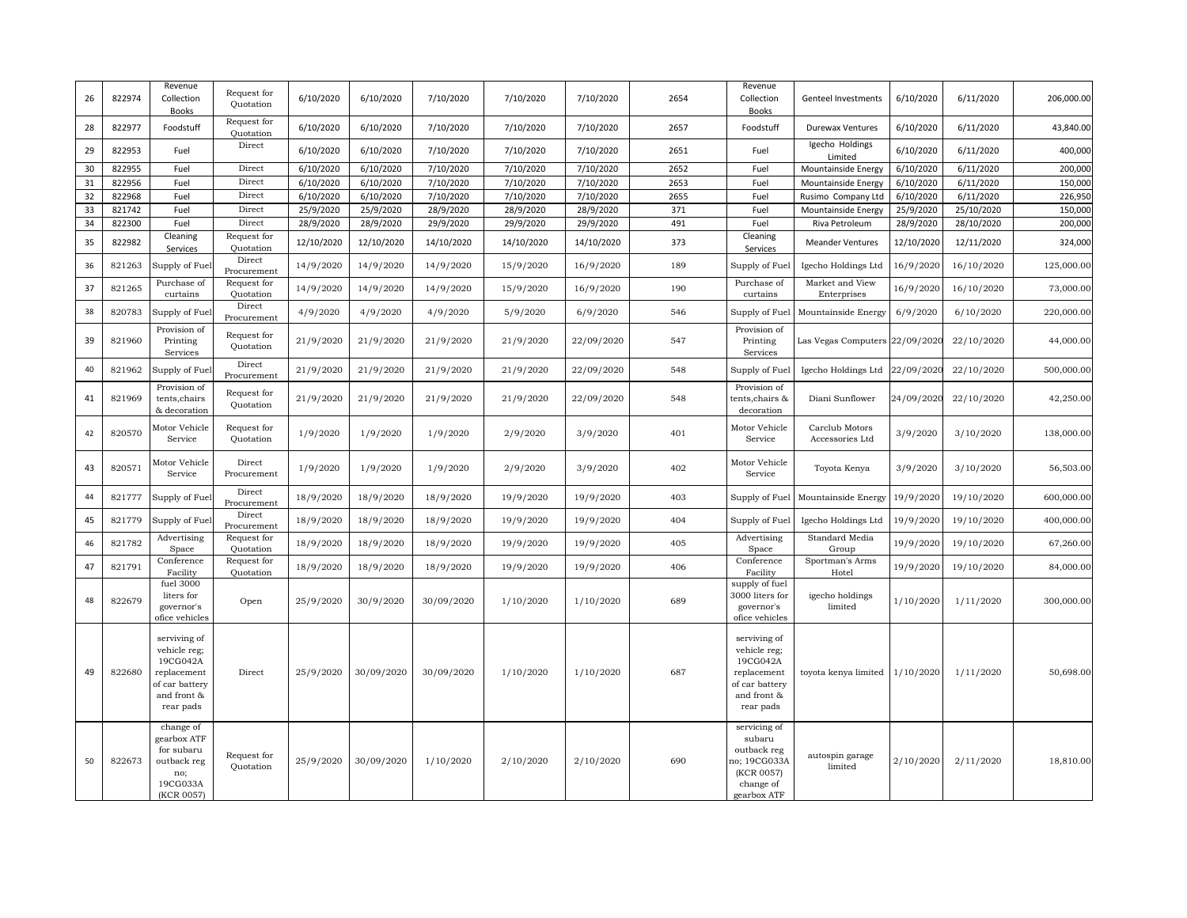| | | | | | | | | | | | | | | |
|---|---|---|---|---|---|---|---|---|---|---|---|---|---|---|
| 26 | 822974 | Revenue Collection Books | Request for Quotation | 6/10/2020 | 6/10/2020 | 7/10/2020 | 7/10/2020 | 7/10/2020 | 2654 | Revenue Collection Books | Genteel Investments | 6/10/2020 | 6/11/2020 | 206,000.00 |
| 28 | 822977 | Foodstuff | Request for Quotation | 6/10/2020 | 6/10/2020 | 7/10/2020 | 7/10/2020 | 7/10/2020 | 2657 | Foodstuff | Durewax Ventures | 6/10/2020 | 6/11/2020 | 43,840.00 |
| 29 | 822953 | Fuel | Direct | 6/10/2020 | 6/10/2020 | 7/10/2020 | 7/10/2020 | 7/10/2020 | 2651 | Fuel | Igecho Holdings Limited | 6/10/2020 | 6/11/2020 | 400,000 |
| 30 | 822955 | Fuel | Direct | 6/10/2020 | 6/10/2020 | 7/10/2020 | 7/10/2020 | 7/10/2020 | 2652 | Fuel | Mountainside Energy | 6/10/2020 | 6/11/2020 | 200,000 |
| 31 | 822956 | Fuel | Direct | 6/10/2020 | 6/10/2020 | 7/10/2020 | 7/10/2020 | 7/10/2020 | 2653 | Fuel | Mountainside Energy | 6/10/2020 | 6/11/2020 | 150,000 |
| 32 | 822968 | Fuel | Direct | 6/10/2020 | 6/10/2020 | 7/10/2020 | 7/10/2020 | 7/10/2020 | 2655 | Fuel | Rusimo Company Ltd | 6/10/2020 | 6/11/2020 | 226,950 |
| 33 | 821742 | Fuel | Direct | 25/9/2020 | 25/9/2020 | 28/9/2020 | 28/9/2020 | 28/9/2020 | 371 | Fuel | Mountainside Energy | 25/9/2020 | 25/10/2020 | 150,000 |
| 34 | 822300 | Fuel | Direct | 28/9/2020 | 28/9/2020 | 29/9/2020 | 29/9/2020 | 29/9/2020 | 491 | Fuel | Riva Petroleum | 28/9/2020 | 28/10/2020 | 200,000 |
| 35 | 822982 | Cleaning Services | Request for Quotation | 12/10/2020 | 12/10/2020 | 14/10/2020 | 14/10/2020 | 14/10/2020 | 373 | Cleaning Services | Meander Ventures | 12/10/2020 | 12/11/2020 | 324,000 |
| 36 | 821263 | Supply of Fuel | Direct Procurement | 14/9/2020 | 14/9/2020 | 14/9/2020 | 15/9/2020 | 16/9/2020 | 189 | Supply of Fuel | Igecho Holdings Ltd | 16/9/2020 | 16/10/2020 | 125,000.00 |
| 37 | 821265 | Purchase of curtains | Request for Quotation | 14/9/2020 | 14/9/2020 | 14/9/2020 | 15/9/2020 | 16/9/2020 | 190 | Purchase of curtains | Market and View Enterprises | 16/9/2020 | 16/10/2020 | 73,000.00 |
| 38 | 820783 | Supply of Fuel | Direct Procurement | 4/9/2020 | 4/9/2020 | 4/9/2020 | 5/9/2020 | 6/9/2020 | 546 | Supply of Fuel | Mountainside Energy | 6/9/2020 | 6/10/2020 | 220,000.00 |
| 39 | 821960 | Provision of Printing Services | Request for Quotation | 21/9/2020 | 21/9/2020 | 21/9/2020 | 21/9/2020 | 22/09/2020 | 547 | Provision of Printing Services | Las Vegas Computers | 22/09/2020 | 22/10/2020 | 44,000.00 |
| 40 | 821962 | Supply of Fuel | Direct Procurement | 21/9/2020 | 21/9/2020 | 21/9/2020 | 21/9/2020 | 22/09/2020 | 548 | Supply of Fuel | Igecho Holdings Ltd | 22/09/2020 | 22/10/2020 | 500,000.00 |
| 41 | 821969 | Provision of tents,chairs & decoration | Request for Quotation | 21/9/2020 | 21/9/2020 | 21/9/2020 | 21/9/2020 | 22/09/2020 | 548 | Provision of tents,chairs & decoration | Diani Sunflower | 24/09/2020 | 22/10/2020 | 42,250.00 |
| 42 | 820570 | Motor Vehicle Service | Request for Quotation | 1/9/2020 | 1/9/2020 | 1/9/2020 | 2/9/2020 | 3/9/2020 | 401 | Motor Vehicle Service | Carclub Motors Accessories Ltd | 3/9/2020 | 3/10/2020 | 138,000.00 |
| 43 | 820571 | Motor Vehicle Service | Direct Procurement | 1/9/2020 | 1/9/2020 | 1/9/2020 | 2/9/2020 | 3/9/2020 | 402 | Motor Vehicle Service | Toyota Kenya | 3/9/2020 | 3/10/2020 | 56,503.00 |
| 44 | 821777 | Supply of Fuel | Direct Procurement | 18/9/2020 | 18/9/2020 | 18/9/2020 | 19/9/2020 | 19/9/2020 | 403 | Supply of Fuel | Mountainside Energy | 19/9/2020 | 19/10/2020 | 600,000.00 |
| 45 | 821779 | Supply of Fuel | Direct Procurement | 18/9/2020 | 18/9/2020 | 18/9/2020 | 19/9/2020 | 19/9/2020 | 404 | Supply of Fuel | Igecho Holdings Ltd | 19/9/2020 | 19/10/2020 | 400,000.00 |
| 46 | 821782 | Advertising Space | Request for Quotation | 18/9/2020 | 18/9/2020 | 18/9/2020 | 19/9/2020 | 19/9/2020 | 405 | Advertising Space | Standard Media Group | 19/9/2020 | 19/10/2020 | 67,260.00 |
| 47 | 821791 | Conference Facility | Request for Quotation | 18/9/2020 | 18/9/2020 | 18/9/2020 | 19/9/2020 | 19/9/2020 | 406 | Conference Facility | Sportman's Arms Hotel | 19/9/2020 | 19/10/2020 | 84,000.00 |
| 48 | 822679 | fuel 3000 liters for governor's ofice vehicles | Open | 25/9/2020 | 30/9/2020 | 30/09/2020 | 1/10/2020 | 1/10/2020 | 689 | supply of fuel 3000 liters for governor's ofice vehicles | igecho holdings limited | 1/10/2020 | 1/11/2020 | 300,000.00 |
| 49 | 822680 | serviving of vehicle reg; 19CG042A replacement of car battery and front & rear pads | Direct | 25/9/2020 | 30/09/2020 | 30/09/2020 | 1/10/2020 | 1/10/2020 | 687 | serviving of vehicle reg; 19CG042A replacement of car battery and front & rear pads | toyota kenya limited | 1/10/2020 | 1/11/2020 | 50,698.00 |
| 50 | 822673 | change of gearbox ATF for subaru outback reg no; 19CG033A (KCR 0057) | Request for Quotation | 25/9/2020 | 30/09/2020 | 1/10/2020 | 2/10/2020 | 2/10/2020 | 690 | servicing of subaru outback reg no; 19CG033A (KCR 0057) change of gearbox ATF | autospin garage limited | 2/10/2020 | 2/11/2020 | 18,810.00 |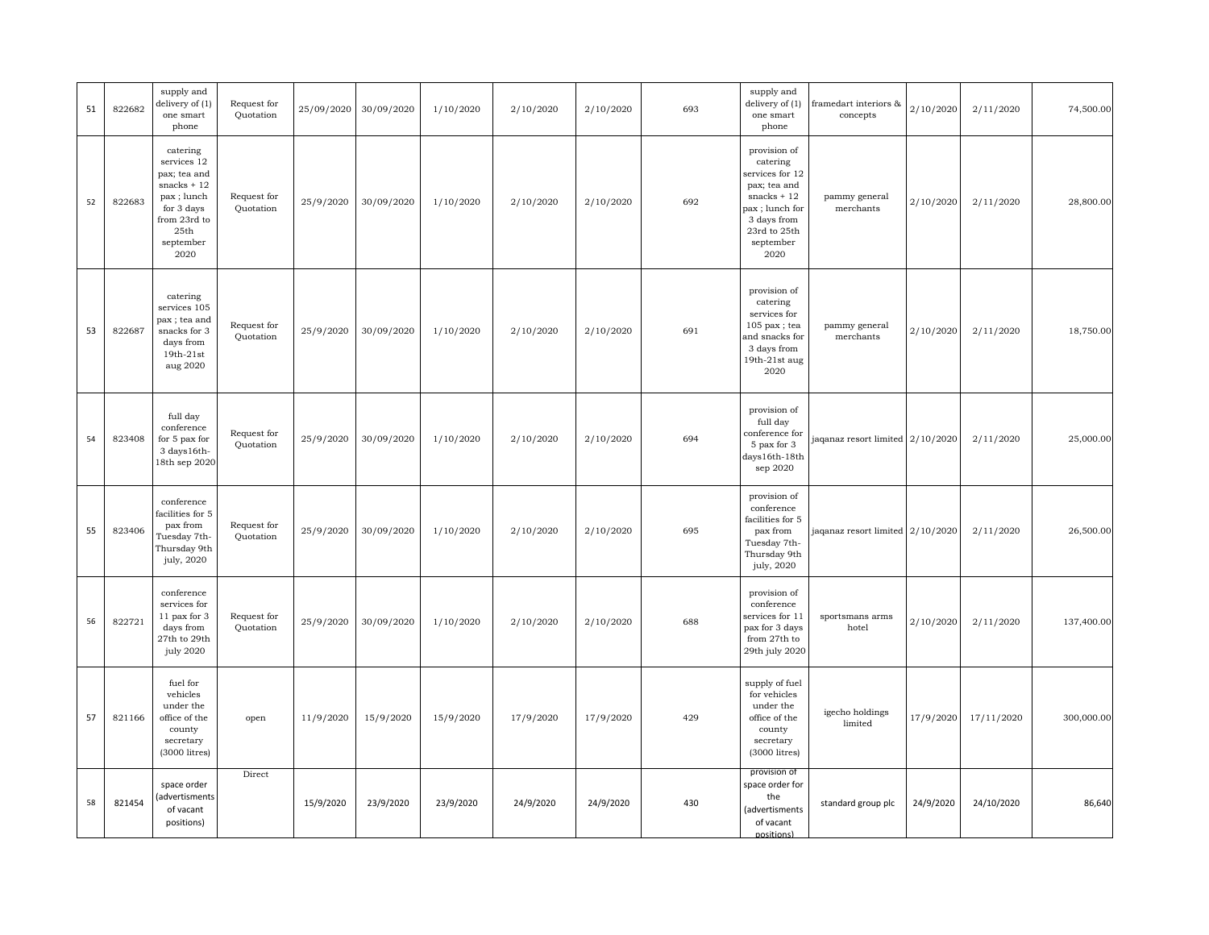| 51 | 822682 | supply and delivery of (1) one smart phone | Request for Quotation | 25/09/2020 | 30/09/2020 | 1/10/2020 | 2/10/2020 | 2/10/2020 | 693 | supply and delivery of (1) one smart phone | framedart interiors & concepts | 2/10/2020 | 2/11/2020 | 74,500.00 |
|---|---|---|---|---|---|---|---|---|---|---|---|---|---|---|
| 52 | 822683 | catering services 12 pax; tea and snacks + 12 pax ; lunch for 3 days from 23rd to 25th september 2020 | Request for Quotation | 25/9/2020 | 30/09/2020 | 1/10/2020 | 2/10/2020 | 2/10/2020 | 692 | provision of catering services for 12 pax; tea and snacks + 12 pax ; lunch for 3 days from 23rd to 25th september 2020 | pammy general merchants | 2/10/2020 | 2/11/2020 | 28,800.00 |
| 53 | 822687 | catering services 105 pax ; tea and snacks for 3 days from 19th-21st aug 2020 | Request for Quotation | 25/9/2020 | 30/09/2020 | 1/10/2020 | 2/10/2020 | 2/10/2020 | 691 | provision of catering services for 105 pax ; tea and snacks for 3 days from 19th-21st aug 2020 | pammy general merchants | 2/10/2020 | 2/11/2020 | 18,750.00 |
| 54 | 823408 | full day conference for 5 pax for 3 days16th-18th sep 2020 | Request for Quotation | 25/9/2020 | 30/09/2020 | 1/10/2020 | 2/10/2020 | 2/10/2020 | 694 | provision of full day conference for 5 pax for 3 days16th-18th sep 2020 | jaqanaz resort limited | 2/10/2020 | 2/11/2020 | 25,000.00 |
| 55 | 823406 | conference facilities for 5 pax from Tuesday 7th-Thursday 9th july, 2020 | Request for Quotation | 25/9/2020 | 30/09/2020 | 1/10/2020 | 2/10/2020 | 2/10/2020 | 695 | provision of conference facilities for 5 pax from Tuesday 7th-Thursday 9th july, 2020 | jaqanaz resort limited | 2/10/2020 | 2/11/2020 | 26,500.00 |
| 56 | 822721 | conference services for 11 pax for 3 days from 27th to 29th july 2020 | Request for Quotation | 25/9/2020 | 30/09/2020 | 1/10/2020 | 2/10/2020 | 2/10/2020 | 688 | provision of conference services for 11 pax for 3 days from 27th to 29th july 2020 | sportsmans arms hotel | 2/10/2020 | 2/11/2020 | 137,400.00 |
| 57 | 821166 | fuel for vehicles under the office of the county secretary (3000 litres) | open | 11/9/2020 | 15/9/2020 | 15/9/2020 | 17/9/2020 | 17/9/2020 | 429 | supply of fuel for vehicles under the office of the county secretary (3000 litres) | igecho holdings limited | 17/9/2020 | 17/11/2020 | 300,000.00 |
| 58 | 821454 | space order (advertisments of vacant positions) | Direct | 15/9/2020 | 23/9/2020 | 23/9/2020 | 24/9/2020 | 24/9/2020 | 430 | provision of space order for the (advertisments of vacant positions) | standard group plc | 24/9/2020 | 24/10/2020 | 86,640 |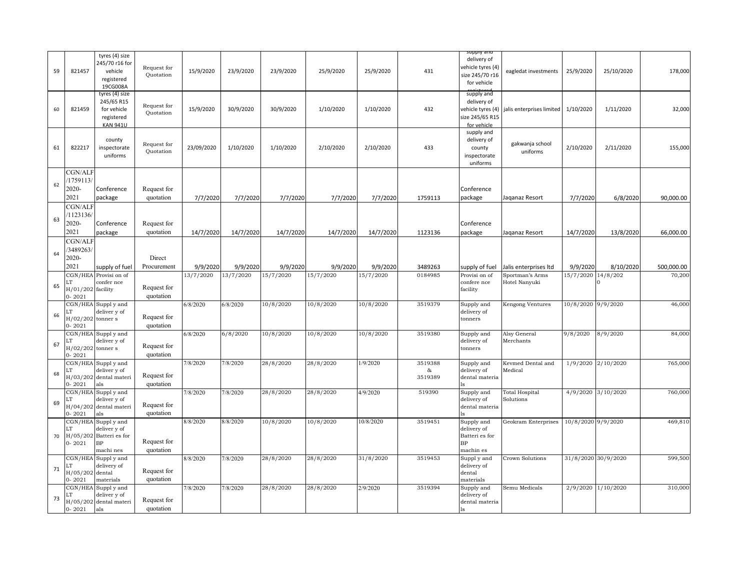| 59 | 821457 | tyres (4) size 245/70 r16 for vehicle registered 19CG008A | Request for Quotation | 15/9/2020 | 23/9/2020 | 23/9/2020 | 25/9/2020 | 25/9/2020 | 431 | supply and delivery of vehicle tyres (4) size 245/70 r16 for vehicle registered | eagledat investments | 25/9/2020 | 25/10/2020 | 178,000 |
|---|---|---|---|---|---|---|---|---|---|---|---|---|---|---|
| 60 | 821459 | tyres (4) size 245/65 R15 for vehicle registered KAN 941U | Request for Quotation | 15/9/2020 | 30/9/2020 | 30/9/2020 | 1/10/2020 | 1/10/2020 | 432 | supply and delivery of vehicle tyres (4) size 245/65 R15 for vehicle | jalis enterprises limited | 1/10/2020 | 1/11/2020 | 32,000 |
| 61 | 822217 | county inspectorate uniforms | Request for Quotation | 23/09/2020 | 1/10/2020 | 1/10/2020 | 2/10/2020 | 2/10/2020 | 433 | supply and delivery of county inspectorate uniforms | gakwanja school uniforms | 2/10/2020 | 2/11/2020 | 155,000 |
| 62 | CGN/ALF /1759113/ 2020- 2021 | Conference package | Request for quotation | 7/7/2020 | 7/7/2020 | 7/7/2020 | 7/7/2020 | 7/7/2020 | 1759113 | Conference package | Jaqanaz Resort | 7/7/2020 | 6/8/2020 | 90,000.00 |
| 63 | CGN/ALF /1123136/ 2020- 2021 | Conference package | Request for quotation | 14/7/2020 | 14/7/2020 | 14/7/2020 | 14/7/2020 | 14/7/2020 | 1123136 | Conference package | Jaqanaz Resort | 14/7/2020 | 13/8/2020 | 66,000.00 |
| 64 | CGN/ALF /3489263/ 2020- 2021 | supply of fuel | Direct Procurement | 9/9/2020 | 9/9/2020 | 9/9/2020 | 9/9/2020 | 9/9/2020 | 3489263 | supply of fuel | Jalis enterprises ltd | 9/9/2020 | 8/10/2020 | 500,000.00 |
| 65 | CGN/HEA LT H/01/202 0- 2021 | Provisi on of confer nce facility | Request for quotation | 13/7/2020 | 13/7/2020 | 15/7/2020 | 15/7/2020 | 15/7/2020 | 0184985 | Provisi on of confere nce facility | Sportman's Arms Hotel Nanyuki | 15/7/2020 | 14/8/2020 | 70,200 |
| 66 | CGN/HEA LT H/02/202 0- 2021 | Suppl y and deliver y of tonner s | Request for quotation | 6/8/2020 | 6/8/2020 | 10/8/2020 | 10/8/2020 | 10/8/2020 | 3519379 | Supply and delivery of tonners | Kengong Ventures | 10/8/2020 | 9/9/2020 | 46,000 |
| 67 | CGN/HEA LT H/02/202 0- 2021 | Suppl y and deliver y of tonner s | Request for quotation | 6/8/2020 | 6/8/2020 | 10/8/2020 | 10/8/2020 | 10/8/2020 | 3519380 | Supply and delivery of tonners | Alsy General Merchants | 9/8/2020 | 8/9/2020 | 84,000 |
| 68 | CGN/HEA LT H/03/202 0- 2021 | Suppl y and deliver y of dental materi als | Request for quotation | 7/8/2020 | 7/8/2020 | 28/8/2020 | 28/8/2020 | 1/9/2020 | 3519388 & 3519389 | Supply and delivery of dental materia ls | Kevmed Dental and Medical | 1/9/2020 | 2/10/2020 | 765,000 |
| 69 | CGN/HEA LT H/04/202 0- 2021 | Suppl y and deliver y of dental materi als | Request for quotation | 7/8/2020 | 7/8/2020 | 28/8/2020 | 28/8/2020 | 4/9/2020 | 519390 | Supply and delivery of dental materia ls | Total Hospital Solutions | 4/9/2020 | 3/10/2020 | 760,000 |
| 70 | CGN/HEA LT H/05/202 0- 2021 | Suppl y and deliver y of Batteri es for BP machi nes | Request for quotation | 8/8/2020 | 8/8/2020 | 10/8/2020 | 10/8/2020 | 10/8/2020 | 3519451 | Supply and delivery of Batteri es for BP machin es | Geokram Enterprises | 10/8/2020 | 9/9/2020 | 469,810 |
| 71 | CGN/HEA LT H/05/202 0- 2021 | Suppl y and delivery of dental materials | Request for quotation | 8/8/2020 | 7/8/2020 | 28/8/2020 | 28/8/2020 | 31/8/2020 | 3519453 | Suppl y and delivery of dental materials | Crown Solutions | 31/8/2020 | 30/9/2020 | 599,500 |
| 73 | CGN/HEA LT H/05/202 0- 2021 | Suppl y and deliver y of dental materi als | Request for quotation | 7/8/2020 | 7/8/2020 | 28/8/2020 | 28/8/2020 | 2/9/2020 | 3519394 | Supply and delivery of dental materia ls | Semu Medicals | 2/9/2020 | 1/10/2020 | 310,000 |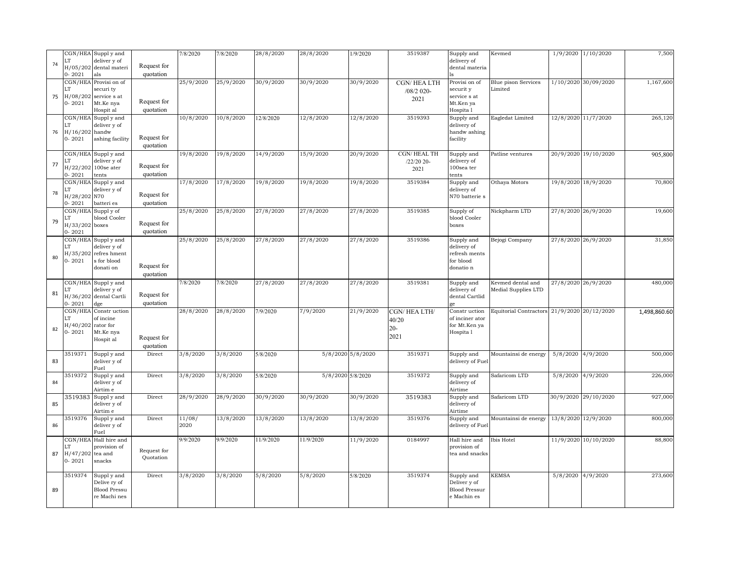| 74 | CGN/HEALTH/05/2020-2021 | Supply and delivery of dental materials | Request for quotation | 7/8/2020 | 7/8/2020 | 28/8/2020 | 28/8/2020 | 1/9/2020 | 3519387 | Supply and delivery of dental materials | Kevmed | 1/9/2020 | 1/10/2020 | 7,500 |
|---|---|---|---|---|---|---|---|---|---|---|---|---|---|---|
| 75 | CGN/HEALTH/08/2020-2021 | Provision of security services at Mt.Kenya Hospital | Request for quotation | 25/9/2020 | 25/9/2020 | 30/9/2020 | 30/9/2020 | 30/9/2020 | CGN/ HEA LTH /08/2 020-2021 | Provision of security service s at Mt.Kenya Hospital | Blue pison Services Limited | 1/10/2020 | 30/09/2020 | 1,167,600 |
| 76 | CGN/HEALTH/16/2020-2021 | Supply and delivery of handwashing facility | Request for quotation | 10/8/2020 | 10/8/2020 | 12/8/2020 | 12/8/2020 | 12/8/2020 | 3519393 | Supply and delivery of handwashing facility | Eagledat Limited | 12/8/2020 | 11/7/2020 | 265,120 |
| 77 | CGN/HEALTH/22/2020-2021 | Supply and delivery of 100seater tents | Request for quotation | 19/8/2020 | 19/8/2020 | 14/9/2020 | 15/9/2020 | 20/9/2020 | CGN/ HEAL TH /22/20 20-2021 | Supply and delivery of 100seater tents | Patline ventures | 20/9/2020 | 19/10/2020 | 905,800 |
| 78 | CGN/HEALTH/28/2020-2021 | Supply and delivery of N70 batteries | Request for quotation | 17/8/2020 | 17/8/2020 | 19/8/2020 | 19/8/2020 | 19/8/2020 | 3519384 | Supply and delivery of N70 batteries | Othaya Motors | 19/8/2020 | 18/9/2020 | 70,800 |
| 79 | CGN/HEALTH/33/2020-2021 | Supply of blood Cooler boxes | Request for quotation | 25/8/2020 | 25/8/2020 | 27/8/2020 | 27/8/2020 | 27/8/2020 | 3519385 | Supply of blood Cooler boxes | Nickpharm LTD | 27/8/2020 | 26/9/2020 | 19,600 |
| 80 | CGN/HEALTH/35/2020-2021 | Supply and delivery of refreshments for blood donation | Request for quotation | 25/8/2020 | 25/8/2020 | 27/8/2020 | 27/8/2020 | 27/8/2020 | 3519386 | Supply and delivery of refreshments for blood donation | Bejogi Company | 27/8/2020 | 26/9/2020 | 31,850 |
| 81 | CGN/HEALTH/36/2020-2021 | Supply and delivery of dental Cartlidge | Request for quotation | 7/8/2020 | 7/8/2020 | 27/8/2020 | 27/8/2020 | 27/8/2020 | 3519381 | Supply and delivery of dental Cartlidge | Kevmed dental and Medial Supplies LTD | 27/8/2020 | 26/9/2020 | 480,000 |
| 82 | CGN/HEALTH/40/2020-2021 | Construction of incinerator for Mt.Kenya Hospital | Request for quotation | 28/8/2020 | 28/8/2020 | 7/9/2020 | 7/9/2020 | 21/9/2020 | CGN/ HEA LTH/ 40/20 20-2021 | Construction of incinerator for Mt.Kenya Hospital | Equitorial Contractors | 21/9/2020 | 20/12/2020 | 1,498,860.60 |
| 83 | 3519371 | Supply and delivery of Fuel | Direct | 3/8/2020 | 3/8/2020 | 5/8/2020 | 5/8/2020 | 5/8/2020 | 3519371 | Supply and delivery of Fuel | Mountainsi de energy | 5/8/2020 | 4/9/2020 | 500,000 |
| 84 | 3519372 | Supply and delivery of Airtime | Direct | 3/8/2020 | 3/8/2020 | 5/8/2020 | 5/8/2020 | 5/8/2020 | 3519372 | Supply and delivery of Airtime | Safaricom LTD | 5/8/2020 | 4/9/2020 | 226,000 |
| 85 | 3519383 | Supply and delivery of Airtime | Direct | 28/9/2020 | 28/9/2020 | 30/9/2020 | 30/9/2020 | 30/9/2020 | 3519383 | Supply and delivery of Airtime | Safaricom LTD | 30/9/2020 | 29/10/2020 | 927,000 |
| 86 | 3519376 | Supply and delivery of Fuel | Direct | 11/08/2020 | 13/8/2020 | 13/8/2020 | 13/8/2020 | 13/8/2020 | 3519376 | Supply and delivery of Fuel | Mountainsi de energy | 13/8/2020 | 12/9/2020 | 800,000 |
| 87 | CGN/HEALTH/47/2020-2021 | Hall hire and provision of tea and snacks | Request for Quotation | 9/9/2020 | 9/9/2020 | 11/9/2020 | 11/9/2020 | 11/9/2020 | 0184997 | Hall hire and provision of tea and snacks | Ibis Hotel | 11/9/2020 | 10/10/2020 | 88,800 |
| 89 | 3519374 | Supply and Delivery of Blood Pressure Machines | Direct | 3/8/2020 | 3/8/2020 | 5/8/2020 | 5/8/2020 | 5/8/2020 | 3519374 | Supply and Delivery of Blood Pressure Machines | KEMSA | 5/8/2020 | 4/9/2020 | 273,600 |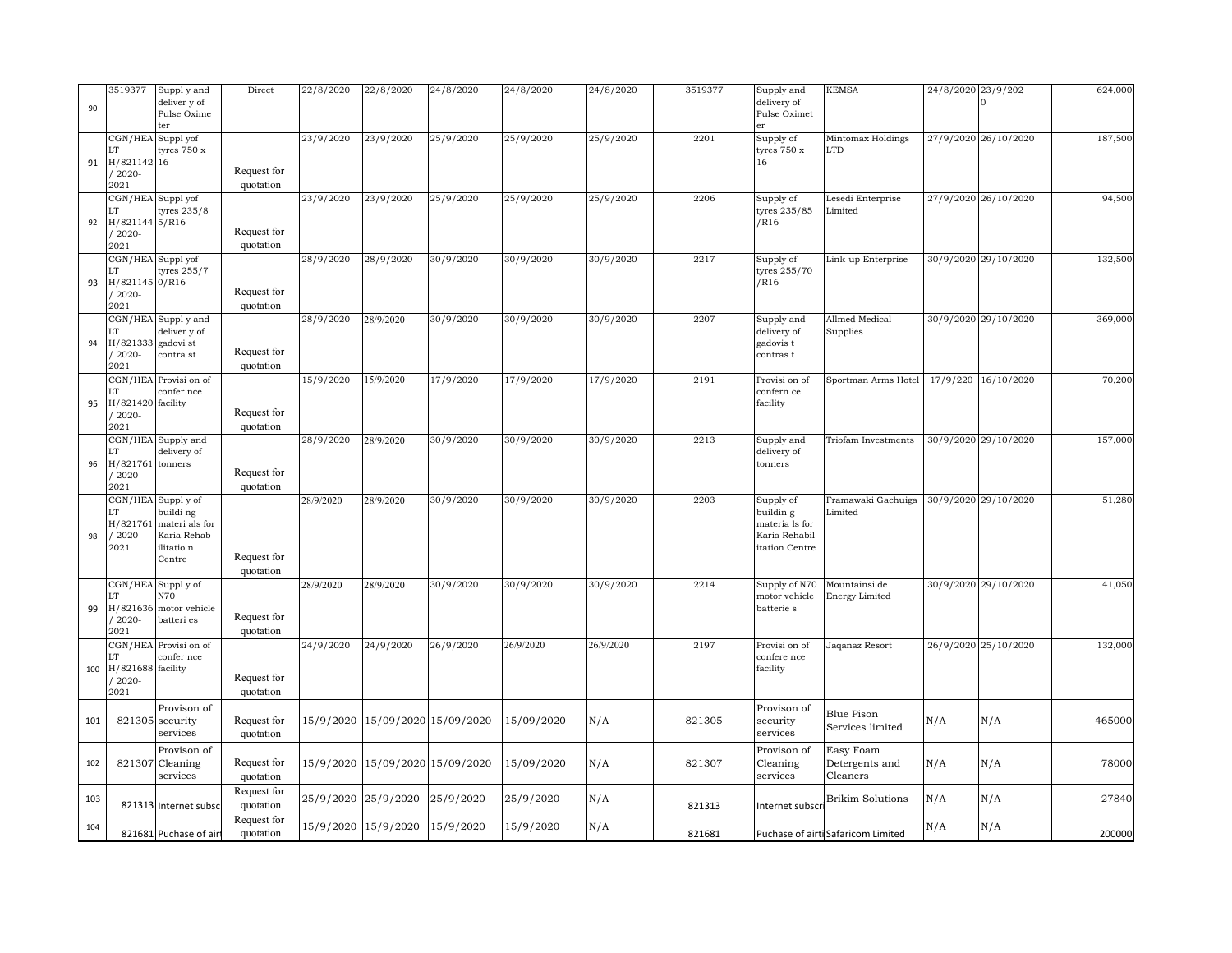| | | | | | | | | | | | | | | |
|---|---|---|---|---|---|---|---|---|---|---|---|---|---|---|
| 90 | 3519377 | Suppl y and deliver y of Pulse Oxime ter | Direct | 22/8/2020 | 22/8/2020 | 24/8/2020 | 24/8/2020 | 24/8/2020 | 3519377 | Supply and delivery of Pulse Oximet er | KEMSA | 24/8/2020 | 23/9/202 0 | 624,000 |
| 91 | CGN/HEA LT H/821142 / 2020- 2021 | Suppl yof tyres 750 x 16 | Request for quotation | 23/9/2020 | 23/9/2020 | 25/9/2020 | 25/9/2020 | 25/9/2020 | 2201 | Supply of tyres 750 x 16 | Mintomax Holdings LTD | 27/9/2020 | 26/10/2020 | 187,500 |
| 92 | CGN/HEA LT H/821144 / 2020- 2021 | Suppl yof tyres 235/8 5/R16 | Request for quotation | 23/9/2020 | 23/9/2020 | 25/9/2020 | 25/9/2020 | 25/9/2020 | 2206 | Supply of tyres 235/85 /R16 | Lesedi Enterprise Limited | 27/9/2020 | 26/10/2020 | 94,500 |
| 93 | CGN/HEA LT H/821145 / 2020- 2021 | Suppl yof tyres 255/7 0/R16 | Request for quotation | 28/9/2020 | 28/9/2020 | 30/9/2020 | 30/9/2020 | 30/9/2020 | 2217 | Supply of tyres 255/70 /R16 | Link-up Enterprise | 30/9/2020 | 29/10/2020 | 132,500 |
| 94 | CGN/HEA LT H/821333 / 2020- 2021 | Suppl y and deliver y of gadovi st contra st | Request for quotation | 28/9/2020 | 28/9/2020 | 30/9/2020 | 30/9/2020 | 30/9/2020 | 2207 | Supply and delivery of gadovis t contras t | Allmed Medical Supplies | 30/9/2020 | 29/10/2020 | 369,000 |
| 95 | CGN/HEA LT H/821420 / 2020- 2021 | Provisi on of confer nce facility | Request for quotation | 15/9/2020 | 15/9/2020 | 17/9/2020 | 17/9/2020 | 17/9/2020 | 2191 | Provisi on of confern ce facility | Sportman Arms Hotel | 17/9/220 | 16/10/2020 | 70,200 |
| 96 | CGN/HEA LT H/821761 / 2020- 2021 | Supply and delivery of tonners | Request for quotation | 28/9/2020 | 28/9/2020 | 30/9/2020 | 30/9/2020 | 30/9/2020 | 2213 | Supply and delivery of tonners | Triofam Investments | 30/9/2020 | 29/10/2020 | 157,000 |
| 98 | CGN/HEA LT H/821761 / 2020- 2021 | Suppl y of buildi ng materi als for Karia Rehab ilitatio n Centre | Request for quotation | 28/9/2020 | 28/9/2020 | 30/9/2020 | 30/9/2020 | 30/9/2020 | 2203 | Supply of buildin g materia ls for Karia Rehabil itation Centre | Framawaki Gachuiga Limited | 30/9/2020 | 29/10/2020 | 51,280 |
| 99 | CGN/HEA LT H/821636 / 2020- 2021 | Suppl y of N70 motor vehicle batteri es | Request for quotation | 28/9/2020 | 28/9/2020 | 30/9/2020 | 30/9/2020 | 30/9/2020 | 2214 | Supply of N70 motor vehicle batterie s | Mountainsi de Energy Limited | 30/9/2020 | 29/10/2020 | 41,050 |
| 100 | CGN/HEA LT H/821688 / 2020- 2021 | Provisi on of confer nce facility | Request for quotation | 24/9/2020 | 24/9/2020 | 26/9/2020 | 26/9/2020 | 26/9/2020 | 2197 | Provisi on of confere nce facility | Jaqanaz Resort | 26/9/2020 | 25/10/2020 | 132,000 |
| 101 | 821305 | Provison of security services | Request for quotation | 15/9/2020 | 15/09/2020 | 15/09/2020 | 15/09/2020 | N/A | 821305 | Provison of security services | Blue Pison Services limited | N/A | N/A | 465000 |
| 102 | 821307 | Provison of Cleaning services | Request for quotation | 15/9/2020 | 15/09/2020 | 15/09/2020 | 15/09/2020 | N/A | 821307 | Provison of Cleaning services | Easy Foam Detergents and Cleaners | N/A | N/A | 78000 |
| 103 | 821313 | Internet subsc | Request for quotation | 25/9/2020 | 25/9/2020 | 25/9/2020 | 25/9/2020 | N/A | 821313 | Internet subscr | Brikim Solutions | N/A | N/A | 27840 |
| 104 | 821681 | Puchase of air | Request for quotation | 15/9/2020 | 15/9/2020 | 15/9/2020 | 15/9/2020 | N/A | 821681 | Puchase of airti | Safaricom Limited | N/A | N/A | 200000 |